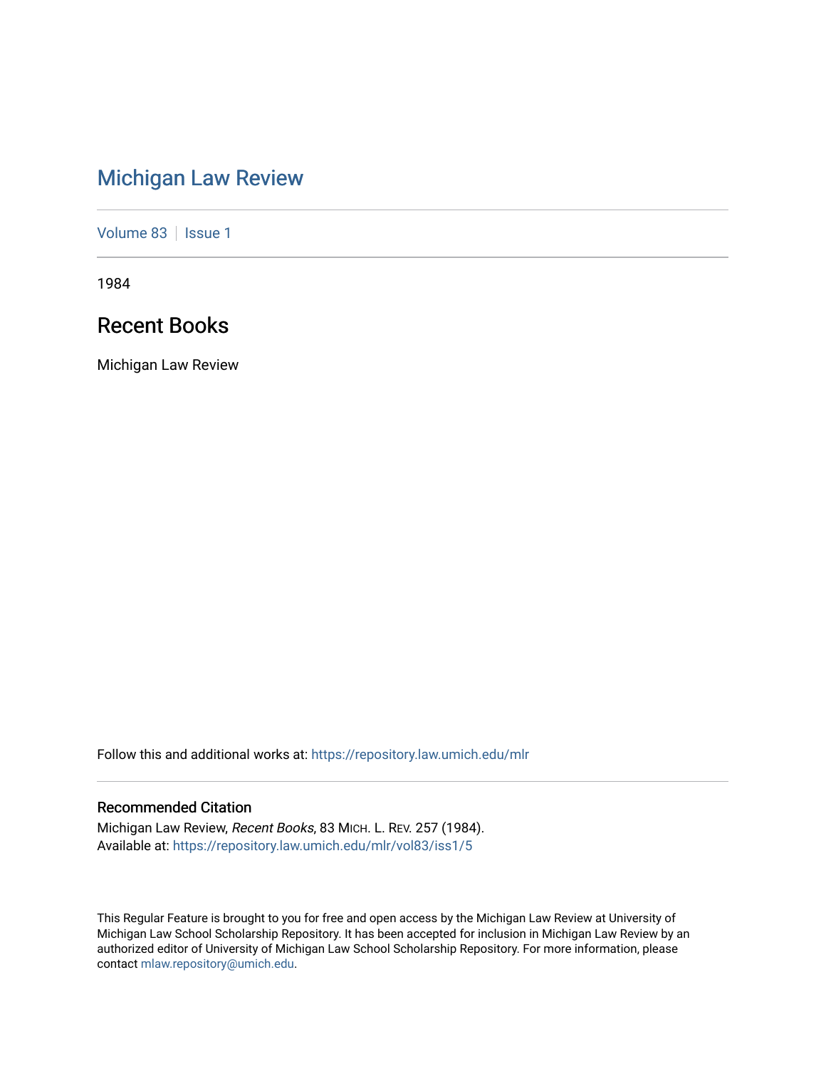# Michigan Law Review

Volume 83 | Issue 1

1984

## Recent Books

Michigan Law Review

Follow this and additional works at: https://repository.law.umich.edu/mlr

### Recommended Citation

Michigan Law Review, *Recent Books*, 83 MICH. L. REV. 257 (1984).
Available at: https://repository.law.umich.edu/mlr/vol83/iss1/5

This Regular Feature is brought to you for free and open access by the Michigan Law Review at University of Michigan Law School Scholarship Repository. It has been accepted for inclusion in Michigan Law Review by an authorized editor of University of Michigan Law School Scholarship Repository. For more information, please contact mlaw.repository@umich.edu.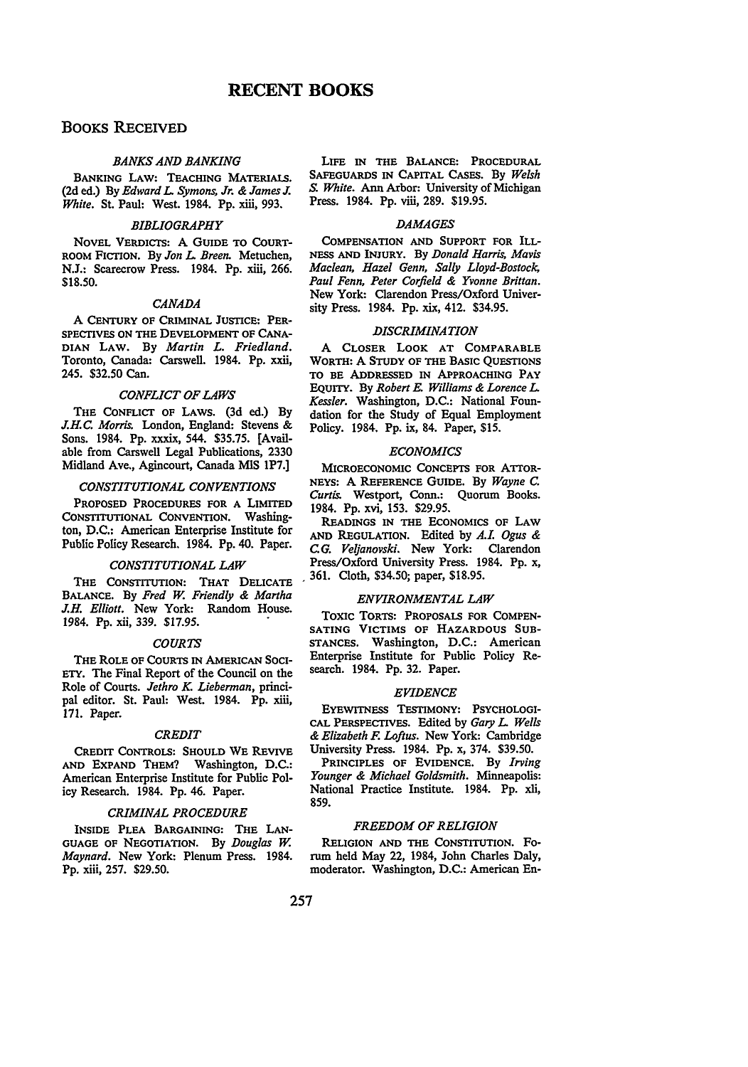# RECENT BOOKS

## BOOKS RECEIVED

### *BANKS AND BANKING*

BANKING LAW: TEACHING MATERIALS. (2d ed.) By *Edward L. Symons, Jr. & James J. White*. St. Paul: West. 1984. Pp. xiii, 993.

### *BIBLIOGRAPHY*

NOVEL VERDICTS: A GUIDE TO COURTROOM FICTION. By *Jon L. Breen*. Metuchen, N.J.: Scarecrow Press. 1984. Pp. xiii, 266. $18.50.

### *CANADA*

A CENTURY OF CRIMINAL JUSTICE: PERSPECTIVES ON THE DEVELOPMENT OF CANADIAN LAW. By *Martin L. Friedland*. Toronto, Canada: Carswell. 1984. Pp. xxii, 245. $32.50 Can.

### *CONFLICT OF LAWS*

THE CONFLICT OF LAWS. (3d ed.) By *J.H.C. Morris*. London, England: Stevens & Sons. 1984. Pp. xxxix, 544. $35.75. [Available from Carswell Legal Publications, 2330 Midland Ave., Agincourt, Canada MIS 1P7.]

### *CONSTITUTIONAL CONVENTIONS*

PROPOSED PROCEDURES FOR A LIMITED CONSTITUTIONAL CONVENTION. Washington, D.C.: American Enterprise Institute for Public Policy Research. 1984. Pp. 40. Paper.

### *CONSTITUTIONAL LAW*

THE CONSTITUTION: THAT DELICATE BALANCE. By *Fred W. Friendly & Martha J.H. Elliott*. New York: Random House. 1984. Pp. xii, 339. $17.95.

### *COURTS*

THE ROLE OF COURTS IN AMERICAN SOCIETY. The Final Report of the Council on the Role of Courts. *Jethro K. Lieberman*, principal editor. St. Paul: West. 1984. Pp. xiii, 171. Paper.

### *CREDIT*

CREDIT CONTROLS: SHOULD WE REVIVE AND EXPAND THEM? Washington, D.C.: American Enterprise Institute for Public Policy Research. 1984. Pp. 46. Paper.

### *CRIMINAL PROCEDURE*

INSIDE PLEA BARGAINING: THE LANGUAGE OF NEGOTIATION. By *Douglas W. Maynard*. New York: Plenum Press. 1984. Pp. xiii, 257. $29.50.

LIFE IN THE BALANCE: PROCEDURAL SAFEGUARDS IN CAPITAL CASES. By *Welsh S. White*. Ann Arbor: University of Michigan Press. 1984. Pp. viii, 289. $19.95.

### *DAMAGES*

COMPENSATION AND SUPPORT FOR ILLNESS AND INJURY. By *Donald Harris, Mavis Maclean, Hazel Genn, Sally Lloyd-Bostock, Paul Fenn, Peter Corfield & Yvonne Brittan*. New York: Clarendon Press/Oxford University Press. 1984. Pp. xix, 412. $34.95.

### *DISCRIMINATION*

A CLOSER LOOK AT COMPARABLE WORTH: A STUDY OF THE BASIC QUESTIONS TO BE ADDRESSED IN APPROACHING PAY EQUITY. By *Robert E. Williams & Lorence L. Kessler*. Washington, D.C.: National Foundation for the Study of Equal Employment Policy. 1984. Pp. ix, 84. Paper, $15.

### *ECONOMICS*

MICROECONOMIC CONCEPTS FOR ATTORNEYS: A REFERENCE GUIDE. By *Wayne C. Curtis*. Westport, Conn.: Quorum Books. 1984. Pp. xvi, 153. $29.95.

READINGS IN THE ECONOMICS OF LAW AND REGULATION. Edited by *A.I. Ogus & C.G. Veljanovski*. New York: Clarendon Press/Oxford University Press. 1984. Pp. x, 361. Cloth, $34.50; paper, $18.95.

### *ENVIRONMENTAL LAW*

TOXIC TORTS: PROPOSALS FOR COMPENSATING VICTIMS OF HAZARDOUS SUBSTANCES. Washington, D.C.: American Enterprise Institute for Public Policy Research. 1984. Pp. 32. Paper.

### *EVIDENCE*

EYEWITNESS TESTIMONY: PSYCHOLOGICAL PERSPECTIVES. Edited by *Gary L. Wells & Elizabeth F. Loftus*. New York: Cambridge University Press. 1984. Pp. x, 374. $39.50.

PRINCIPLES OF EVIDENCE. By *Irving Younger & Michael Goldsmith*. Minneapolis: National Practice Institute. 1984. Pp. xli, 859.

### *FREEDOM OF RELIGION*

RELIGION AND THE CONSTITUTION. Forum held May 22, 1984, John Charles Daly, moderator. Washington, D.C.: American En-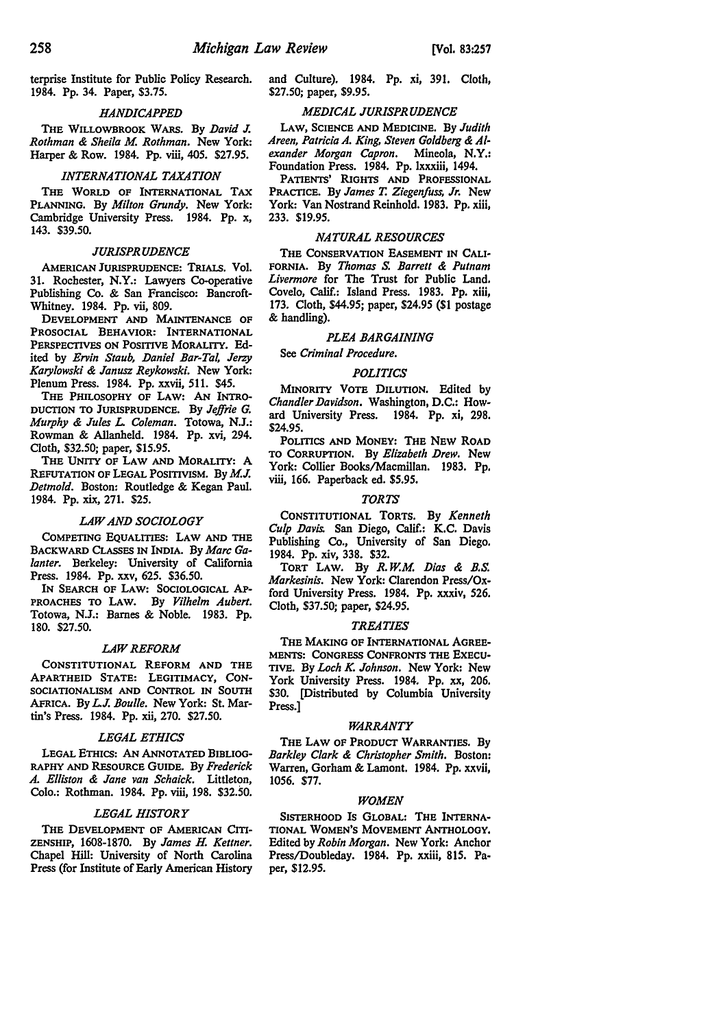terprise Institute for Public Policy Research. 1984. Pp. 34. Paper, $3.75.

### *HANDICAPPED*

THE WILLOWBROOK WARS. By *David J. Rothman & Sheila M. Rothman.* New York: Harper & Row. 1984. Pp. viii, 405. $27.95.

### *INTERNATIONAL TAXATION*

THE WORLD OF INTERNATIONAL TAX PLANNING. By *Milton Grundy.* New York: Cambridge University Press. 1984. Pp. x, 143. $39.50.

### *JURISPRUDENCE*

AMERICAN JURISPRUDENCE: TRIALS. Vol. 31. Rochester, N.Y.: Lawyers Co-operative Publishing Co. & San Francisco: Bancroft-Whitney. 1984. Pp. vii, 809.

DEVELOPMENT AND MAINTENANCE OF PROSOCIAL BEHAVIOR: INTERNATIONAL PERSPECTIVES ON POSITIVE MORALITY. Edited by *Ervin Staub, Daniel Bar-Tal, Jerzy Karylowski & Janusz Reykowski.* New York: Plenum Press. 1984. Pp. xxvii, 511. $45.

THE PHILOSOPHY OF LAW: AN INTRODUCTION TO JURISPRUDENCE. By *Jeffrie G. Murphy & Jules L. Coleman.* Totowa, N.J.: Rowman & Allanheld. 1984. Pp. xvi, 294. Cloth, $32.50; paper, $15.95.

THE UNITY OF LAW AND MORALITY: A REFUTATION OF LEGAL POSITIVISM. By *M.J. Detmold.* Boston: Routledge & Kegan Paul. 1984. Pp. xix, 271. $25.

### *LAW AND SOCIOLOGY*

COMPETING EQUALITIES: LAW AND THE BACKWARD CLASSES IN INDIA. By *Marc Galanter.* Berkeley: University of California Press. 1984. Pp. xxv, 625. $36.50.

IN SEARCH OF LAW: SOCIOLOGICAL APPROACHES TO LAW. By *Vilhelm Aubert.* Totowa, N.J.: Barnes & Noble. 1983. Pp. 180. $27.50.

### *LAW REFORM*

CONSTITUTIONAL REFORM AND THE APARTHEID STATE: LEGITIMACY, CONSOCIATIONALISM AND CONTROL IN SOUTH AFRICA. By *L.J. Boulle.* New York: St. Martin's Press. 1984. Pp. xii, 270. $27.50.

### *LEGAL ETHICS*

LEGAL ETHICS: AN ANNOTATED BIBLIOGRAPHY AND RESOURCE GUIDE. By *Frederick A. Elliston & Jane van Schaick.* Littleton, Colo.: Rothman. 1984. Pp. viii, 198. $32.50.

### *LEGAL HISTORY*

THE DEVELOPMENT OF AMERICAN CITIZENSHIP, 1608-1870. By *James H. Kettner.* Chapel Hill: University of North Carolina Press (for Institute of Early American History and Culture). 1984. Pp. xi, 391. Cloth, $27.50; paper, $9.95.

### *MEDICAL JURISPRUDENCE*

LAW, SCIENCE AND MEDICINE. By *Judith Areen, Patricia A. King, Steven Goldberg & Alexander Morgan Capron.* Mineola, N.Y.: Foundation Press. 1984. Pp. lxxxiii, 1494.

PATIENTS' RIGHTS AND PROFESSIONAL PRACTICE. By *James T. Ziegenfuss, Jr.* New York: Van Nostrand Reinhold. 1983. Pp. xiii, 233. $19.95.

### *NATURAL RESOURCES*

THE CONSERVATION EASEMENT IN CALIFORNIA. By *Thomas S. Barrett & Putnam Livermore* for The Trust for Public Land. Covelo, Calif.: Island Press. 1983. Pp. xiii, 173. Cloth, $44.95; paper, $24.95 ($1 postage & handling).

### *PLEA BARGAINING*

See *Criminal Procedure.*

### *POLITICS*

MINORITY VOTE DILUTION. Edited by *Chandler Davidson.* Washington, D.C.: Howard University Press. 1984. Pp. xi, 298. $24.95.

POLITICS AND MONEY: THE NEW ROAD TO CORRUPTION. By *Elizabeth Drew.* New York: Collier Books/Macmillan. 1983. Pp. viii, 166. Paperback ed. $5.95.

### *TORTS*

CONSTITUTIONAL TORTS. By *Kenneth Culp Davis.* San Diego, Calif.: K.C. Davis Publishing Co., University of San Diego. 1984. Pp. xiv, 338. $32.

TORT LAW. By *R.W.M. Dias & B.S. Markesinis.* New York: Clarendon Press/Oxford University Press. 1984. Pp. xxxiv, 526. Cloth, $37.50; paper, $24.95.

### *TREATIES*

THE MAKING OF INTERNATIONAL AGREEMENTS: CONGRESS CONFRONTS THE EXECUTIVE. By *Loch K. Johnson.* New York: New York University Press. 1984. Pp. xx, 206. $30. [Distributed by Columbia University Press.]

### *WARRANTY*

THE LAW OF PRODUCT WARRANTIES. By *Barkley Clark & Christopher Smith.* Boston: Warren, Gorham & Lamont. 1984. Pp. xxvii, 1056. $77.

### *WOMEN*

SISTERHOOD IS GLOBAL: THE INTERNATIONAL WOMEN'S MOVEMENT ANTHOLOGY. Edited by *Robin Morgan.* New York: Anchor Press/Doubleday. 1984. Pp. xxiii, 815. Paper, $12.95.